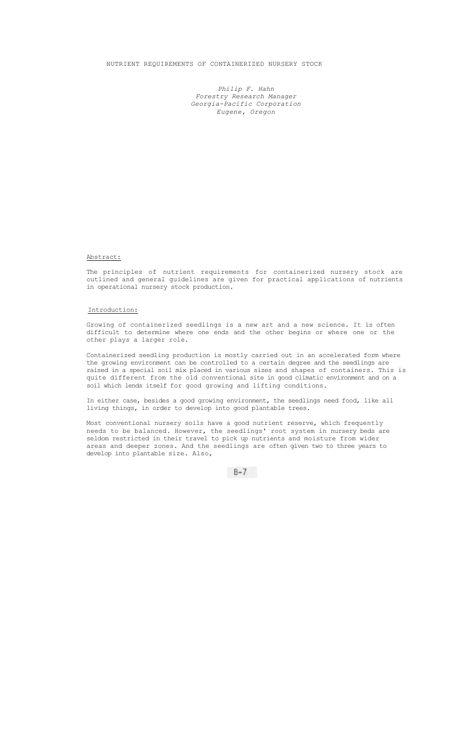# NUTRIENT REQUIREMENTS OF CONTAINERIZED NURSERY STOCK

*Philip F. Hahn*
*Forestry Research Manager*
*Georgia-Pacific Corporation*
*Eugene, Oregon*

## Abstract:

The principles of nutrient requirements for containerized nursery stock are outlined and general guidelines are given for practical applications of nutrients in operational nursery stock production.

## Introduction:

Growing of containerized seedlings is a new art and a new science. It is often difficult to determine where one ends and the other begins or where one or the other plays a larger role.

Containerized seedling production is mostly carried out in an accelerated form where the growing environment can be controlled to a certain degree and the seedlings are raised in a special soil mix placed in various sizes and shapes of containers. This is quite different from the old conventional site in good climatic environment and on a soil which lends itself for good growing and lifting conditions.

In either case, besides a good growing environment, the seedlings need food, like all living things, in order to develop into good plantable trees.

Most conventional nursery soils have a good nutrient reserve, which frequently needs to be balanced. However, the seedlings' root system in nursery beds are seldom restricted in their travel to pick up nutrients and moisture from wider areas and deeper zones. And the seedlings are often given two to three years to develop into plantable size. Also,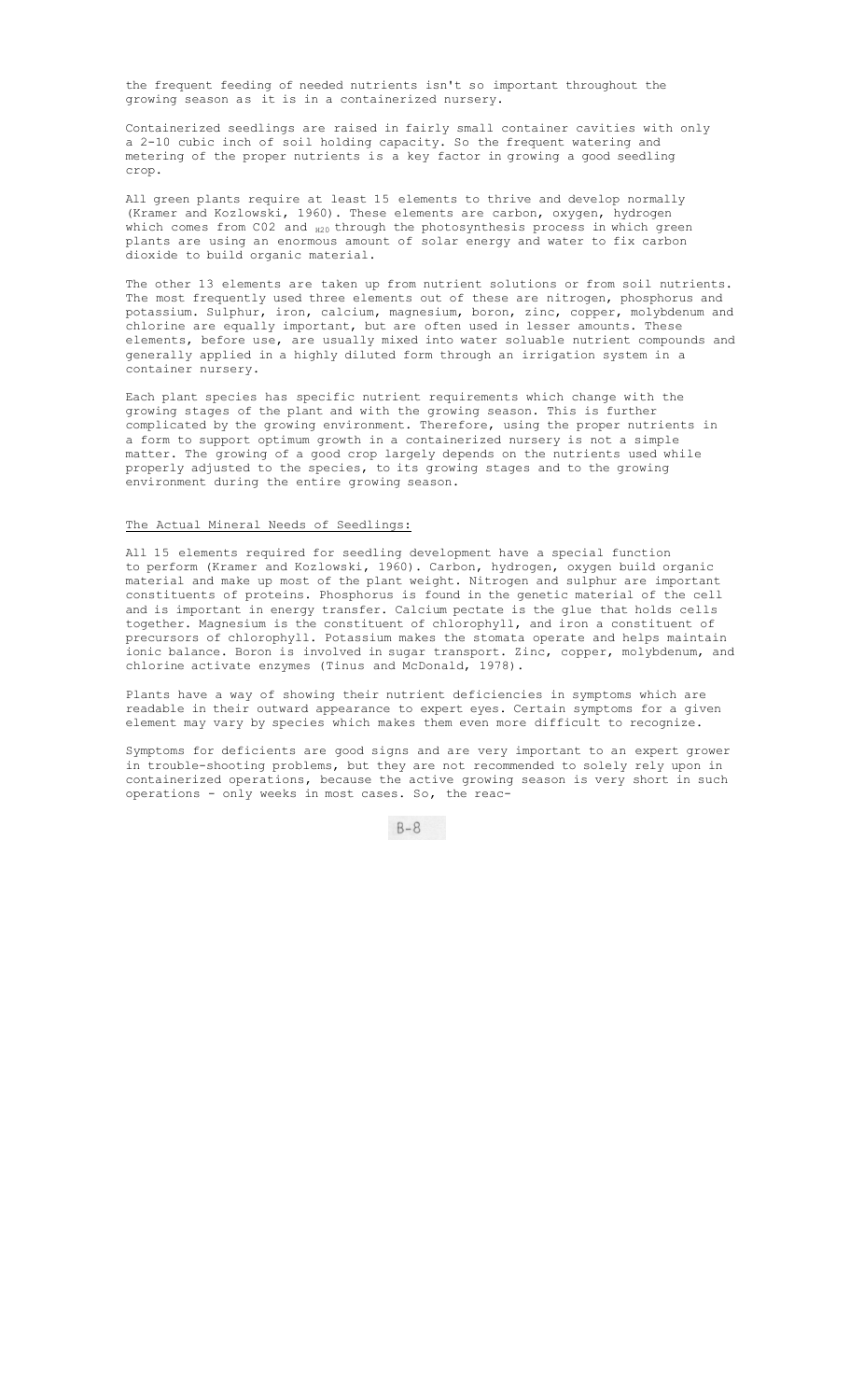the frequent feeding of needed nutrients isn't so important throughout the growing season as it is in a containerized nursery.

Containerized seedlings are raised in fairly small container cavities with only a 2-10 cubic inch of soil holding capacity. So the frequent watering and metering of the proper nutrients is a key factor in growing a good seedling crop.

All green plants require at least 15 elements to thrive and develop normally (Kramer and Kozlowski, 1960). These elements are carbon, oxygen, hydrogen which comes from $CO_2$ and $H_2O$ through the photosynthesis process in which green plants are using an enormous amount of solar energy and water to fix carbon dioxide to build organic material.

The other 13 elements are taken up from nutrient solutions or from soil nutrients. The most frequently used three elements out of these are nitrogen, phosphorus and potassium. Sulphur, iron, calcium, magnesium, boron, zinc, copper, molybdenum and chlorine are equally important, but are often used in lesser amounts. These elements, before use, are usually mixed into water soluable nutrient compounds and generally applied in a highly diluted form through an irrigation system in a container nursery.

Each plant species has specific nutrient requirements which change with the growing stages of the plant and with the growing season. This is further complicated by the growing environment. Therefore, using the proper nutrients in a form to support optimum growth in a containerized nursery is not a simple matter. The growing of a good crop largely depends on the nutrients used while properly adjusted to the species, to its growing stages and to the growing environment during the entire growing season.

## The Actual Mineral Needs of Seedlings:

All 15 elements required for seedling development have a special function to perform (Kramer and Kozlowski, 1960). Carbon, hydrogen, oxygen build organic material and make up most of the plant weight. Nitrogen and sulphur are important constituents of proteins. Phosphorus is found in the genetic material of the cell and is important in energy transfer. Calcium pectate is the glue that holds cells together. Magnesium is the constituent of chlorophyll, and iron a constituent of precursors of chlorophyll. Potassium makes the stomata operate and helps maintain ionic balance. Boron is involved in sugar transport. Zinc, copper, molybdenum, and chlorine activate enzymes (Tinus and McDonald, 1978).

Plants have a way of showing their nutrient deficiencies in symptoms which are readable in their outward appearance to expert eyes. Certain symptoms for a given element may vary by species which makes them even more difficult to recognize.

Symptoms for deficients are good signs and are very important to an expert grower in trouble-shooting problems, but they are not recommended to solely rely upon in containerized operations, because the active growing season is very short in such operations - only weeks in most cases. So, the reac-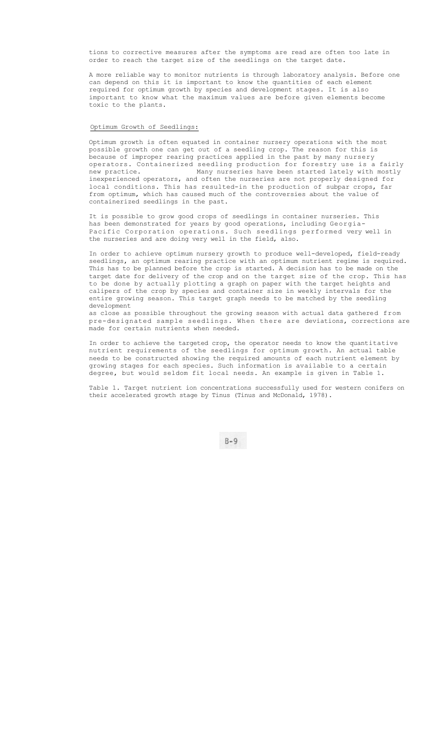tions to corrective measures after the symptoms are read are often too late in order to reach the target size of the seedlings on the target date.

A more reliable way to monitor nutrients is through laboratory analysis. Before one can depend on this it is important to know the quantities of each element required for optimum growth by species and development stages. It is also important to know what the maximum values are before given elements become toxic to the plants.

## Optimum Growth of Seedlings:

Optimum growth is often equated in container nursery operations with the most possible growth one can get out of a seedling crop. The reason for this is because of improper rearing practices applied in the past by many nursery operators. Containerized seedling production for forestry use is a fairly new practice. Many nurseries have been started lately with mostly inexperienced operators, and often the nurseries are not properly designed for local conditions. This has resulted-in the production of subpar crops, far from optimum, which has caused much of the controversies about the value of containerized seedlings in the past.

It is possible to grow good crops of seedlings in container nurseries. This has been demonstrated for years by good operations, including Georgia-Pacific Corporation operations. Such seedlings performed very well in the nurseries and are doing very well in the field, also.

In order to achieve optimum nursery growth to produce well-developed, field-ready seedlings, an optimum rearing practice with an optimum nutrient regime is required. This has to be planned before the crop is started. A decision has to be made on the target date for delivery of the crop and on the target size of the crop. This has to be done by actually plotting a graph on paper with the target heights and calipers of the crop by species and container size in weekly intervals for the entire growing season. This target graph needs to be matched by the seedling development as close as possible throughout the growing season with actual data gathered from pre-designated sample seedlings. When there are deviations, corrections are made for certain nutrients when needed.

In order to achieve the targeted crop, the operator needs to know the quantitative nutrient requirements of the seedlings for optimum growth. An actual table needs to be constructed showing the required amounts of each nutrient element by growing stages for each species. Such information is available to a certain degree, but would seldom fit local needs. An example is given in Table 1.

Table 1. Target nutrient ion concentrations successfully used for western conifers on their accelerated growth stage by Tinus (Tinus and McDonald, 1978).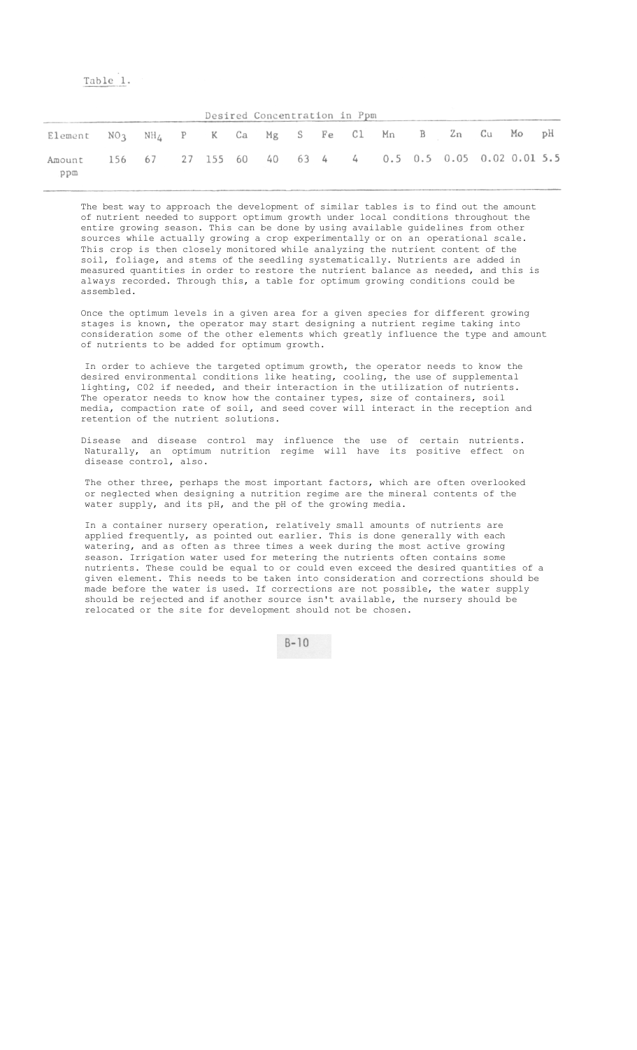Table 1.

| Desired Concentration in Ppm | | | | | | | | | | | | | | | |
|---|---|---|---|---|---|---|---|---|---|---|---|---|---|---|---|
| Element | $NO_3$ | $NH_4$ | P | K | Ca | Mg | S | Fe | Cl | Mn | B | Zn | Cu | Mo | pH |
| Amount ppm | 156 | 67 | 27 | 155 | 60 | 40 | 63 | 4 | 4 | 0.5 | 0.5 | 0.05 | 0.02 | 0.01 | 5.5 |

The best way to approach the development of similar tables is to find out the amount of nutrient needed to support optimum growth under local conditions throughout the entire growing season. This can be done by using available guidelines from other sources while actually growing a crop experimentally or on an operational scale. This crop is then closely monitored while analyzing the nutrient content of the soil, foliage, and stems of the seedling systematically. Nutrients are added in measured quantities in order to restore the nutrient balance as needed, and this is always recorded. Through this, a table for optimum growing conditions could be assembled.

Once the optimum levels in a given area for a given species for different growing stages is known, the operator may start designing a nutrient regime taking into consideration some of the other elements which greatly influence the type and amount of nutrients to be added for optimum growth.

In order to achieve the targeted optimum growth, the operator needs to know the desired environmental conditions like heating, cooling, the use of supplemental lighting, $CO_2$ if needed, and their interaction in the utilization of nutrients. The operator needs to know how the container types, size of containers, soil media, compaction rate of soil, and seed cover will interact in the reception and retention of the nutrient solutions.

Disease and disease control may influence the use of certain nutrients. Naturally, an optimum nutrition regime will have its positive effect on disease control, also.

The other three, perhaps the most important factors, which are often overlooked or neglected when designing a nutrition regime are the mineral contents of the water supply, and its pH, and the pH of the growing media.

In a container nursery operation, relatively small amounts of nutrients are applied frequently, as pointed out earlier. This is done generally with each watering, and as often as three times a week during the most active growing season. Irrigation water used for metering the nutrients often contains some nutrients. These could be equal to or could even exceed the desired quantities of a given element. This needs to be taken into consideration and corrections should be made before the water is used. If corrections are not possible, the water supply should be rejected and if another source isn't available, the nursery should be relocated or the site for development should not be chosen.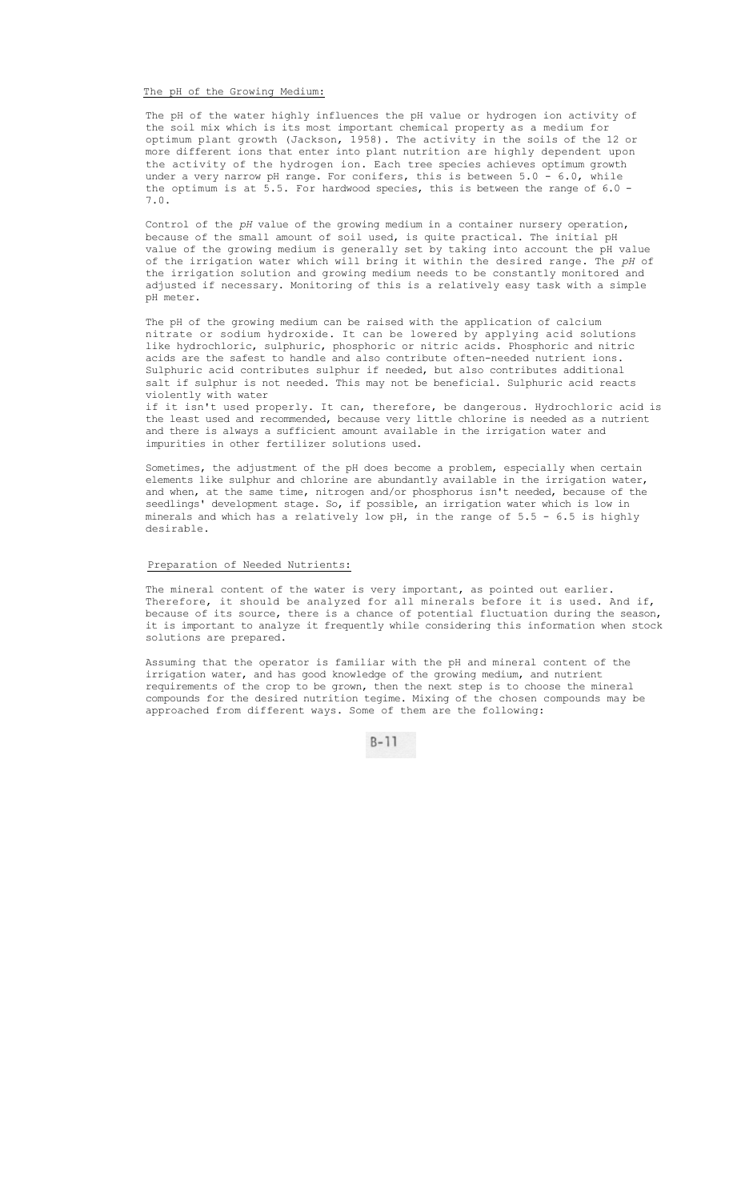The pH of the Growing Medium:

The pH of the water highly influences the pH value or hydrogen ion activity of the soil mix which is its most important chemical property as a medium for optimum plant growth (Jackson, 1958). The activity in the soils of the 12 or more different ions that enter into plant nutrition are highly dependent upon the activity of the hydrogen ion. Each tree species achieves optimum growth under a very narrow pH range. For conifers, this is between 5.0 - 6.0, while the optimum is at 5.5. For hardwood species, this is between the range of 6.0 - 7.0.

Control of the *pH* value of the growing medium in a container nursery operation, because of the small amount of soil used, is quite practical. The initial pH value of the growing medium is generally set by taking into account the pH value of the irrigation water which will bring it within the desired range. The *pH* of the irrigation solution and growing medium needs to be constantly monitored and adjusted if necessary. Monitoring of this is a relatively easy task with a simple pH meter.

The pH of the growing medium can be raised with the application of calcium nitrate or sodium hydroxide. It can be lowered by applying acid solutions like hydrochloric, sulphuric, phosphoric or nitric acids. Phosphoric and nitric acids are the safest to handle and also contribute often-needed nutrient ions. Sulphuric acid contributes sulphur if needed, but also contributes additional salt if sulphur is not needed. This may not be beneficial. Sulphuric acid reacts violently with water
if it isn't used properly. It can, therefore, be dangerous. Hydrochloric acid is the least used and recommended, because very little chlorine is needed as a nutrient and there is always a sufficient amount available in the irrigation water and impurities in other fertilizer solutions used.

Sometimes, the adjustment of the pH does become a problem, especially when certain elements like sulphur and chlorine are abundantly available in the irrigation water, and when, at the same time, nitrogen and/or phosphorus isn't needed, because of the seedlings' development stage. So, if possible, an irrigation water which is low in minerals and which has a relatively low pH, in the range of 5.5 - 6.5 is highly desirable.

Preparation of Needed Nutrients:

The mineral content of the water is very important, as pointed out earlier. Therefore, it should be analyzed for all minerals before it is used. And if, because of its source, there is a chance of potential fluctuation during the season, it is important to analyze it frequently while considering this information when stock solutions are prepared.

Assuming that the operator is familiar with the pH and mineral content of the irrigation water, and has good knowledge of the growing medium, and nutrient requirements of the crop to be grown, then the next step is to choose the mineral compounds for the desired nutrition tegime. Mixing of the chosen compounds may be approached from different ways. Some of them are the following: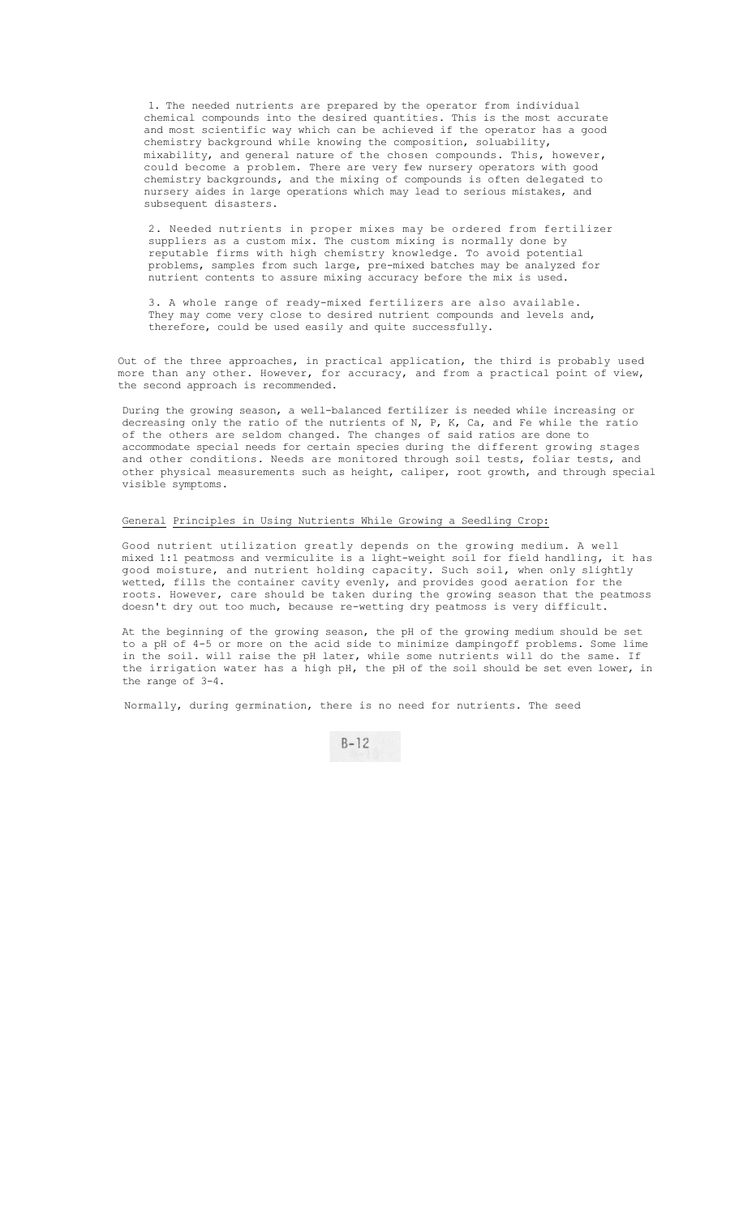1. The needed nutrients are prepared by the operator from individual chemical compounds into the desired quantities. This is the most accurate and most scientific way which can be achieved if the operator has a good chemistry background while knowing the composition, soluability, mixability, and general nature of the chosen compounds. This, however, could become a problem. There are very few nursery operators with good chemistry backgrounds, and the mixing of compounds is often delegated to nursery aides in large operations which may lead to serious mistakes, and subsequent disasters.

2. Needed nutrients in proper mixes may be ordered from fertilizer suppliers as a custom mix. The custom mixing is normally done by reputable firms with high chemistry knowledge. To avoid potential problems, samples from such large, pre-mixed batches may be analyzed for nutrient contents to assure mixing accuracy before the mix is used.

3. A whole range of ready-mixed fertilizers are also available. They may come very close to desired nutrient compounds and levels and, therefore, could be used easily and quite successfully.

Out of the three approaches, in practical application, the third is probably used more than any other. However, for accuracy, and from a practical point of view, the second approach is recommended.

During the growing season, a well-balanced fertilizer is needed while increasing or decreasing only the ratio of the nutrients of N, P, K, Ca, and Fe while the ratio of the others are seldom changed. The changes of said ratios are done to accommodate special needs for certain species during the different growing stages and other conditions. Needs are monitored through soil tests, foliar tests, and other physical measurements such as height, caliper, root growth, and through special visible symptoms.

General Principles in Using Nutrients While Growing a Seedling Crop:

Good nutrient utilization greatly depends on the growing medium. A well mixed 1:1 peatmoss and vermiculite is a light-weight soil for field handling, it has good moisture, and nutrient holding capacity. Such soil, when only slightly wetted, fills the container cavity evenly, and provides good aeration for the roots. However, care should be taken during the growing season that the peatmoss doesn't dry out too much, because re-wetting dry peatmoss is very difficult.

At the beginning of the growing season, the pH of the growing medium should be set to a pH of 4-5 or more on the acid side to minimize dampingoff problems. Some lime in the soil. will raise the pH later, while some nutrients will do the same. If the irrigation water has a high pH, the pH of the soil should be set even lower, in the range of 3-4.

Normally, during germination, there is no need for nutrients. The seed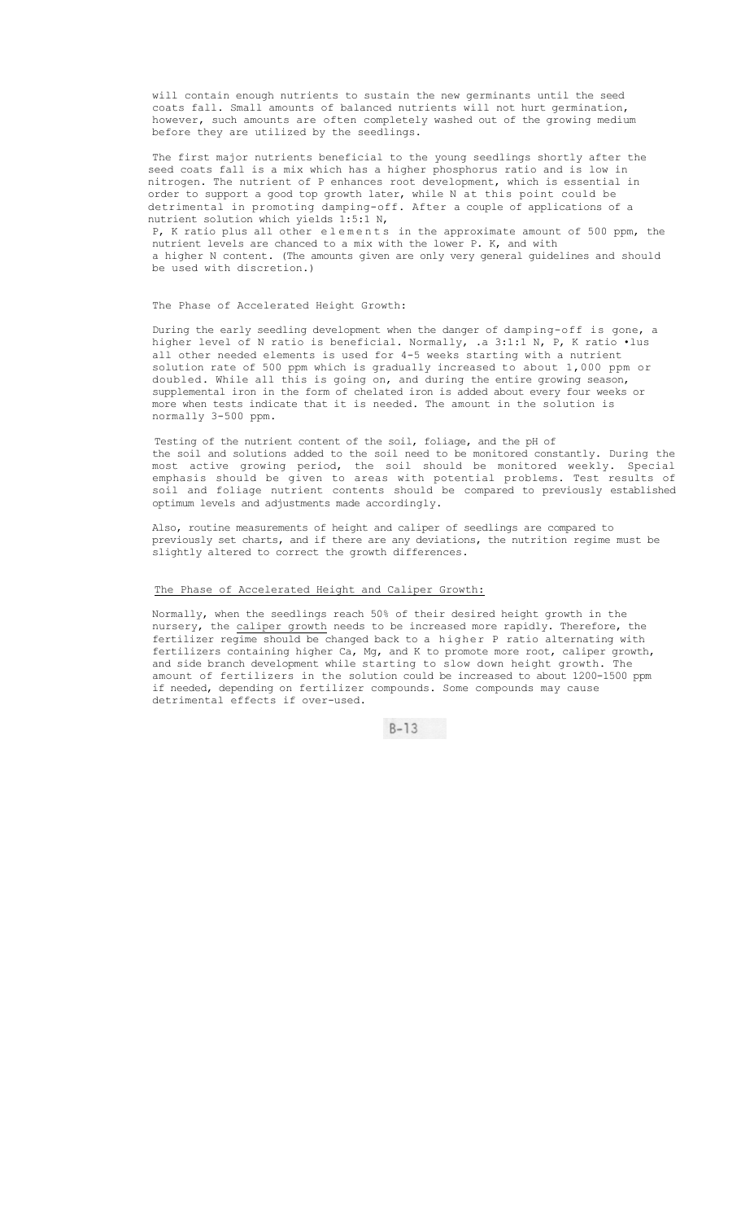will contain enough nutrients to sustain the new germinants until the seed coats fall. Small amounts of balanced nutrients will not hurt germination, however, such amounts are often completely washed out of the growing medium before they are utilized by the seedlings.

The first major nutrients beneficial to the young seedlings shortly after the seed coats fall is a mix which has a higher phosphorus ratio and is low in nitrogen. The nutrient of P enhances root development, which is essential in order to support a good top growth later, while N at this point could be detrimental in promoting damping-off. After a couple of applications of a nutrient solution which yields 1:5:1 N, P, K ratio plus all other elements in the approximate amount of 500 ppm, the nutrient levels are chanced to a mix with the lower P. K, and with a higher N content. (The amounts given are only very general guidelines and should be used with discretion.)

## The Phase of Accelerated Height Growth:

During the early seedling development when the danger of damping-off is gone, a higher level of N ratio is beneficial. Normally, .a 3:1:1 N, P, K ratio •lus all other needed elements is used for 4-5 weeks starting with a nutrient solution rate of 500 ppm which is gradually increased to about 1,000 ppm or doubled. While all this is going on, and during the entire growing season, supplemental iron in the form of chelated iron is added about every four weeks or more when tests indicate that it is needed. The amount in the solution is normally 3-500 ppm.

Testing of the nutrient content of the soil, foliage, and the pH of the soil and solutions added to the soil need to be monitored constantly. During the most active growing period, the soil should be monitored weekly. Special emphasis should be given to areas with potential problems. Test results of soil and foliage nutrient contents should be compared to previously established optimum levels and adjustments made accordingly.

Also, routine measurements of height and caliper of seedlings are compared to previously set charts, and if there are any deviations, the nutrition regime must be slightly altered to correct the growth differences.

## The Phase of Accelerated Height and Caliper Growth:

Normally, when the seedlings reach 50% of their desired height growth in the nursery, the caliper growth needs to be increased more rapidly. Therefore, the fertilizer regime should be changed back to a higher P ratio alternating with fertilizers containing higher Ca, Mg, and K to promote more root, caliper growth, and side branch development while starting to slow down height growth. The amount of fertilizers in the solution could be increased to about 1200-1500 ppm if needed, depending on fertilizer compounds. Some compounds may cause detrimental effects if over-used.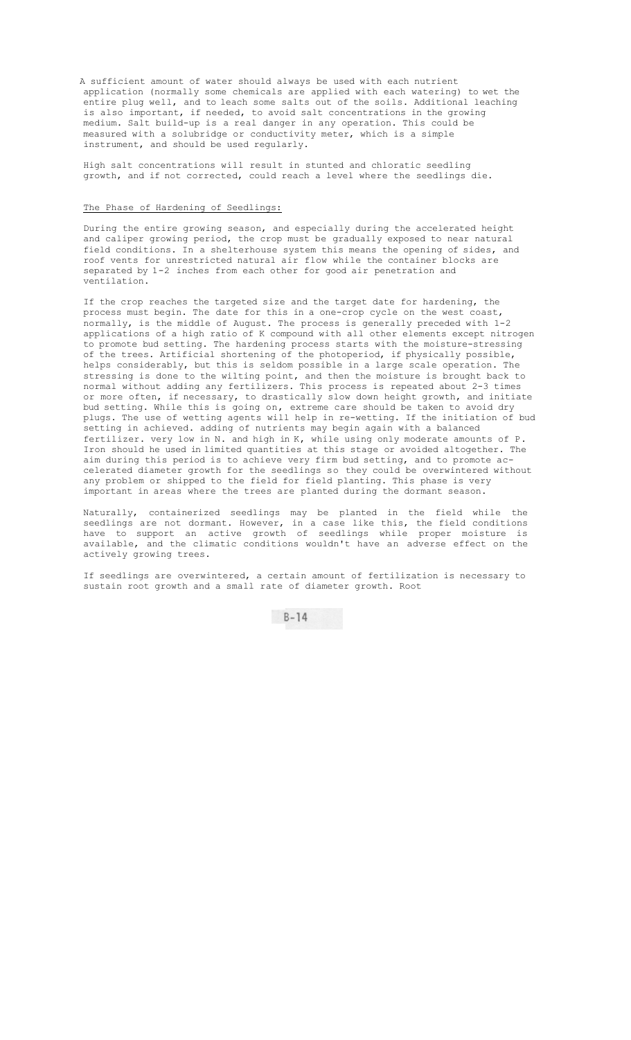A sufficient amount of water should always be used with each nutrient application (normally some chemicals are applied with each watering) to wet the entire plug well, and to leach some salts out of the soils. Additional leaching is also important, if needed, to avoid salt concentrations in the growing medium. Salt build-up is a real danger in any operation. This could be measured with a solubridge or conductivity meter, which is a simple instrument, and should be used regularly.

High salt concentrations will result in stunted and chloratic seedling growth, and if not corrected, could reach a level where the seedlings die.

## The Phase of Hardening of Seedlings:

During the entire growing season, and especially during the accelerated height and caliper growing period, the crop must be gradually exposed to near natural field conditions. In a shelterhouse system this means the opening of sides, and roof vents for unrestricted natural air flow while the container blocks are separated by 1-2 inches from each other for good air penetration and ventilation.

If the crop reaches the targeted size and the target date for hardening, the process must begin. The date for this in a one-crop cycle on the west coast, normally, is the middle of August. The process is generally preceded with 1-2 applications of a high ratio of K compound with all other elements except nitrogen to promote bud setting. The hardening process starts with the moisture-stressing of the trees. Artificial shortening of the photoperiod, if physically possible, helps considerably, but this is seldom possible in a large scale operation. The stressing is done to the wilting point, and then the moisture is brought back to normal without adding any fertilizers. This process is repeated about 2-3 times or more often, if necessary, to drastically slow down height growth, and initiate bud setting. While this is going on, extreme care should be taken to avoid dry plugs. The use of wetting agents will help in re-wetting. If the initiation of bud setting in achieved. adding of nutrients may begin again with a balanced fertilizer. very low in N. and high in K, while using only moderate amounts of P. Iron should he used in limited quantities at this stage or avoided altogether. The aim during this period is to achieve very firm bud setting, and to promote ac-celerated diameter growth for the seedlings so they could be overwintered without any problem or shipped to the field for field planting. This phase is very important in areas where the trees are planted during the dormant season.

Naturally, containerized seedlings may be planted in the field while the seedlings are not dormant. However, in a case like this, the field conditions have to support an active growth of seedlings while proper moisture is available, and the climatic conditions wouldn't have an adverse effect on the actively growing trees.

If seedlings are overwintered, a certain amount of fertilization is necessary to sustain root growth and a small rate of diameter growth. Root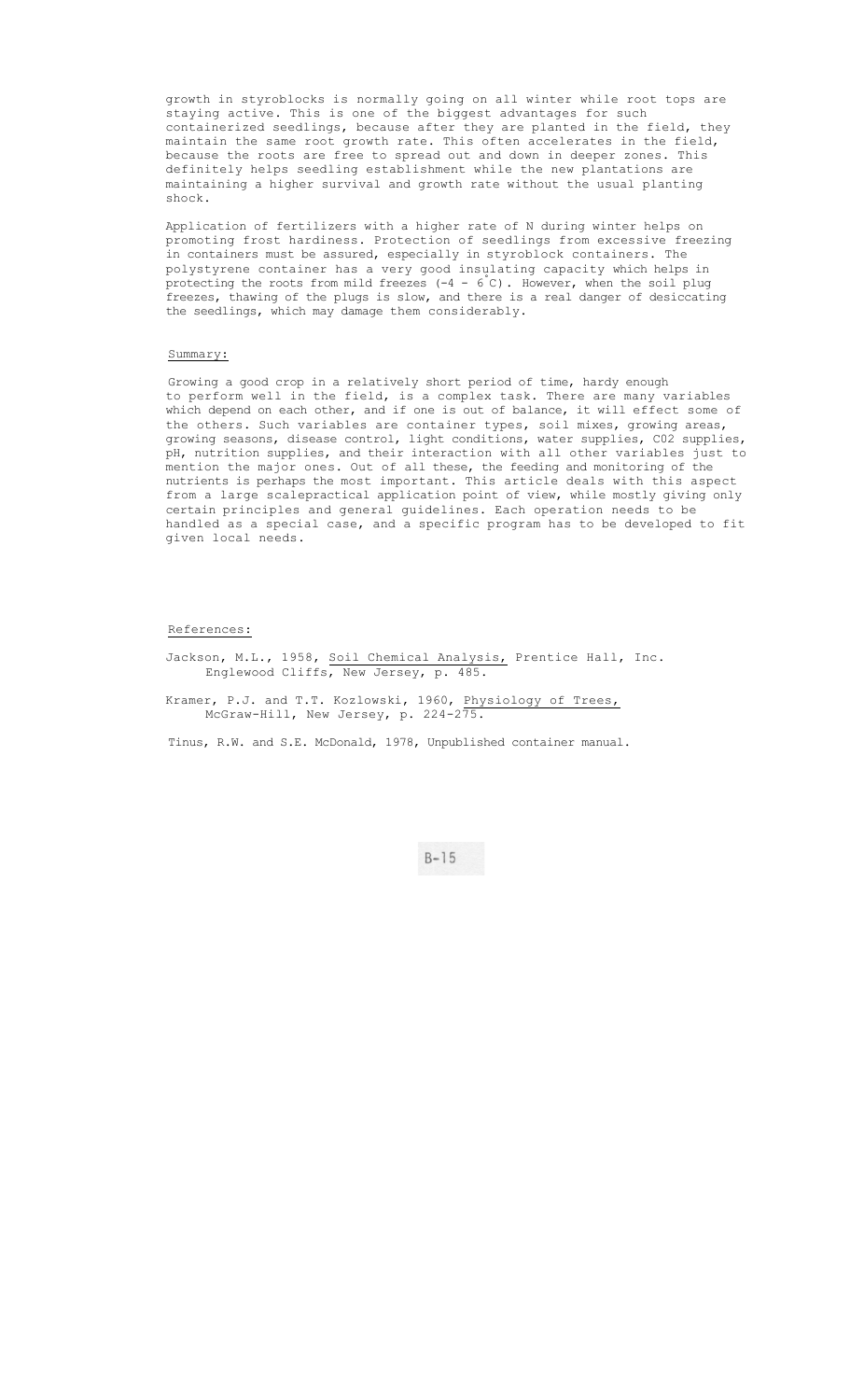growth in styroblocks is normally going on all winter while root tops are staying active. This is one of the biggest advantages for such containerized seedlings, because after they are planted in the field, they maintain the same root growth rate. This often accelerates in the field, because the roots are free to spread out and down in deeper zones. This definitely helps seedling establishment while the new plantations are maintaining a higher survival and growth rate without the usual planting shock.

Application of fertilizers with a higher rate of N during winter helps on promoting frost hardiness. Protection of seedlings from excessive freezing in containers must be assured, especially in styroblock containers. The polystyrene container has a very good insulating capacity which helps in protecting the roots from mild freezes (-4 - 6°C). However, when the soil plug freezes, thawing of the plugs is slow, and there is a real danger of desiccating the seedlings, which may damage them considerably.

## Summary:

Growing a good crop in a relatively short period of time, hardy enough to perform well in the field, is a complex task. There are many variables which depend on each other, and if one is out of balance, it will effect some of the others. Such variables are container types, soil mixes, growing areas, growing seasons, disease control, light conditions, water supplies, $CO_2$ supplies, pH, nutrition supplies, and their interaction with all other variables just to mention the major ones. Out of all these, the feeding and monitoring of the nutrients is perhaps the most important. This article deals with this aspect from a large scalepractical application point of view, while mostly giving only certain principles and general guidelines. Each operation needs to be handled as a special case, and a specific program has to be developed to fit given local needs.

## References:

Jackson, M.L., 1958, Soil Chemical Analysis, Prentice Hall, Inc. Englewood Cliffs, New Jersey, p. 485.

Kramer, P.J. and T.T. Kozlowski, 1960, Physiology of Trees, McGraw-Hill, New Jersey, p. 224-275.

Tinus, R.W. and S.E. McDonald, 1978, Unpublished container manual.